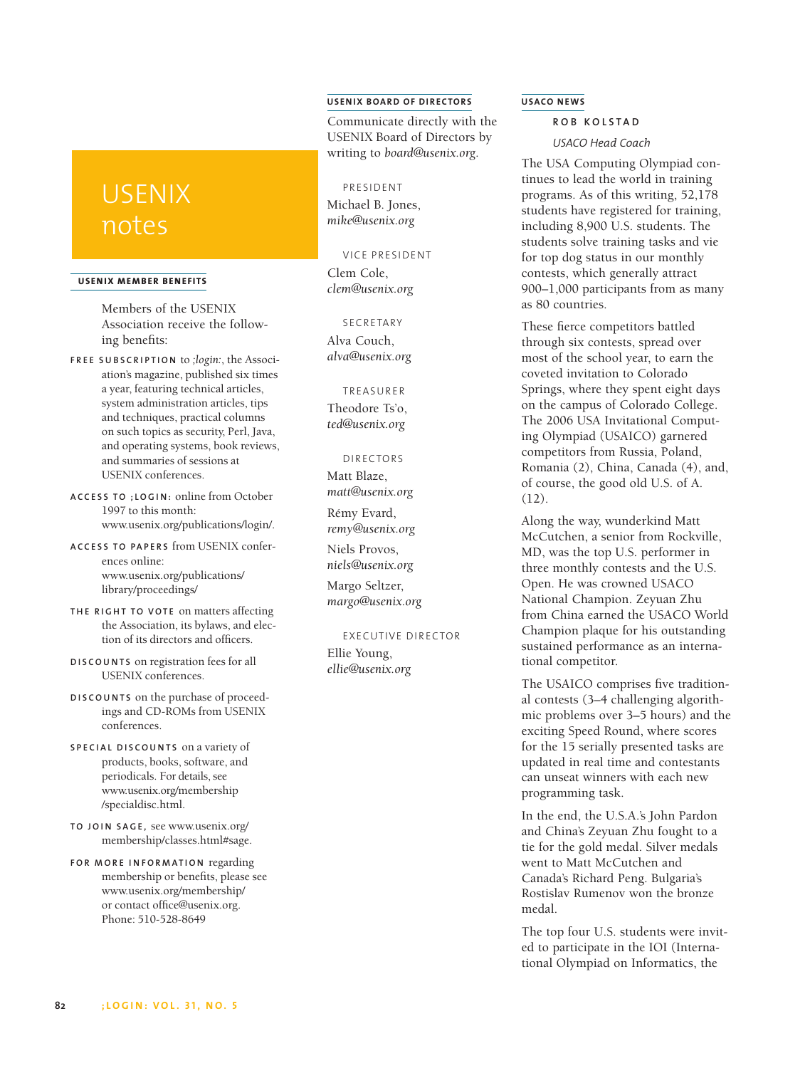# USENIX notes

## USENIX MEMBER BENEFITS

Members of the USENIX Association receive the following benefits:

**FREE SUBSCRIPTION** to *;login:*, the Association's magazine, published six times a year, featuring technical articles, system administration articles, tips and techniques, practical columns on such topics as security, Perl, Java, and operating systems, book reviews, and summaries of sessions at USENIX conferences.

**ACCESS TO ;LOGIN:** online from October 1997 to this month: www.usenix.org/publications/login/.

**ACCESS TO PAPERS** from USENIX conferences online: www.usenix.org/publications/library/proceedings/

**THE RIGHT TO VOTE** on matters affecting the Association, its bylaws, and election of its directors and officers.

**DISCOUNTS** on registration fees for all USENIX conferences.

**DISCOUNTS** on the purchase of proceedings and CD-ROMs from USENIX conferences.

**SPECIAL DISCOUNTS** on a variety of products, books, software, and periodicals. For details, see www.usenix.org/membership/specialdisc.html.

**TO JOIN SAGE,** see www.usenix.org/membership/classes.html#sage.

**FOR MORE INFORMATION** regarding membership or benefits, please see www.usenix.org/membership/ or contact office@usenix.org. Phone: 510-528-8649

## USENIX BOARD OF DIRECTORS

Communicate directly with the USENIX Board of Directors by writing to *board@usenix.org*.

PRESIDENT

Michael B. Jones, *mike@usenix.org*

VICE PRESIDENT

Clem Cole, *clem@usenix.org*

SECRETARY

Alva Couch, *alva@usenix.org*

TREASURER

Theodore Ts'o, *ted@usenix.org*

DIRECTORS

Matt Blaze, *matt@usenix.org*

Rémy Evard, *remy@usenix.org*

Niels Provos, *niels@usenix.org*

Margo Seltzer, *margo@usenix.org*

EXECUTIVE DIRECTOR

Ellie Young, *ellie@usenix.org*

## USACO NEWS

**ROB KOLSTAD**

*USACO Head Coach*

The USA Computing Olympiad continues to lead the world in training programs. As of this writing, 52,178 students have registered for training, including 8,900 U.S. students. The students solve training tasks and vie for top dog status in our monthly contests, which generally attract 900–1,000 participants from as many as 80 countries.

These fierce competitors battled through six contests, spread over most of the school year, to earn the coveted invitation to Colorado Springs, where they spent eight days on the campus of Colorado College. The 2006 USA Invitational Computing Olympiad (USAICO) garnered competitors from Russia, Poland, Romania (2), China, Canada (4), and, of course, the good old U.S. of A. (12).

Along the way, wunderkind Matt McCutchen, a senior from Rockville, MD, was the top U.S. performer in three monthly contests and the U.S. Open. He was crowned USACO National Champion. Zeyuan Zhu from China earned the USACO World Champion plaque for his outstanding sustained performance as an international competitor.

The USAICO comprises five traditional contests (3–4 challenging algorithmic problems over 3–5 hours) and the exciting Speed Round, where scores for the 15 serially presented tasks are updated in real time and contestants can unseat winners with each new programming task.

In the end, the U.S.A.'s John Pardon and China's Zeyuan Zhu fought to a tie for the gold medal. Silver medals went to Matt McCutchen and Canada's Richard Peng. Bulgaria's Rostislav Rumenov won the bronze medal.

The top four U.S. students were invited to participate in the IOI (International Olympiad on Informatics, the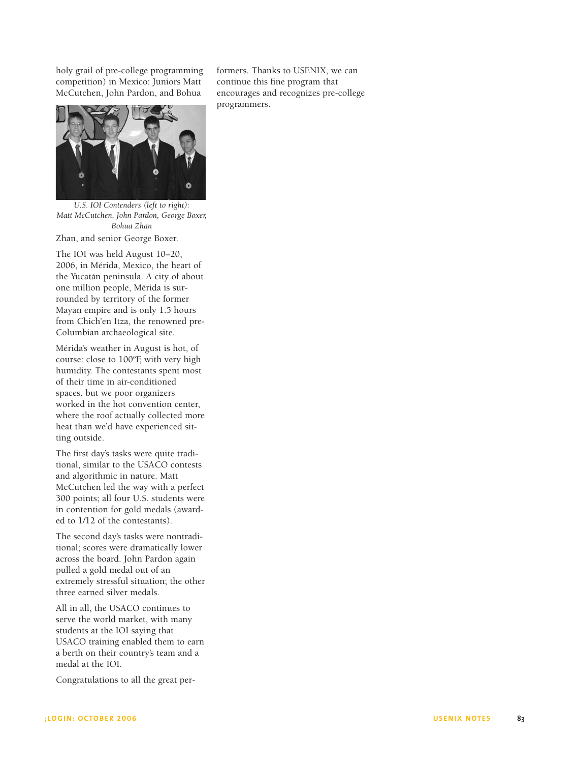holy grail of pre-college programming competition) in Mexico: Juniors Matt McCutchen, John Pardon, and Bohua Zhan, and senior George Boxer.

*U.S. IOI Contenders (left to right): Matt McCutchen, John Pardon, George Boxer, Bohua Zhan*

The IOI was held August 10–20, 2006, in Mérida, Mexico, the heart of the Yucatán peninsula. A city of about one million people, Mérida is surrounded by territory of the former Mayan empire and is only 1.5 hours from Chich'en Itza, the renowned pre-Columbian archaeological site.

Mérida's weather in August is hot, of course: close to 100°F, with very high humidity. The contestants spent most of their time in air-conditioned spaces, but we poor organizers worked in the hot convention center, where the roof actually collected more heat than we'd have experienced sitting outside.

The first day's tasks were quite traditional, similar to the USACO contests and algorithmic in nature. Matt McCutchen led the way with a perfect 300 points; all four U.S. students were in contention for gold medals (awarded to 1/12 of the contestants).

The second day's tasks were nontraditional; scores were dramatically lower across the board. John Pardon again pulled a gold medal out of an extremely stressful situation; the other three earned silver medals.

All in all, the USACO continues to serve the world market, with many students at the IOI saying that USACO training enabled them to earn a berth on their country's team and a medal at the IOI.

Congratulations to all the great performers. Thanks to USENIX, we can continue this fine program that encourages and recognizes pre-college programmers.